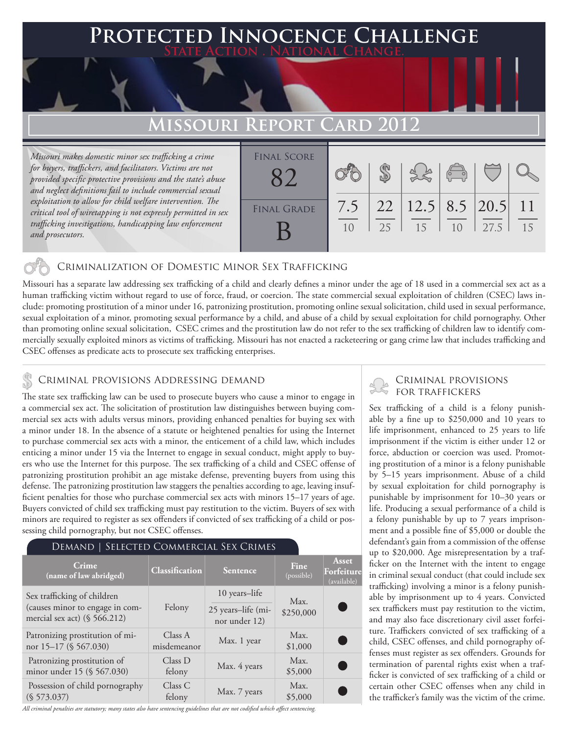# Protected Innocence Challenge

**State Action . National Change.**

## Missouri Report Card 2012

*Missouri makes domestic minor sex trafficking a crime for buyers, traffickers, and facilitators. Victims are not provided specific protective provisions and the state's abuse and neglect definitions fail to include commercial sexual exploitation to allow for child welfare intervention. The critical tool of wiretapping is not expressly permitted in sex trafficking investigations, handicapping law enforcement and prosecutors.*

| Final Score | Final Grade |
|---|---|
| 82 | B |

| Criminalization | Demand | Traffickers | Facilitators | Victims | Investigation |
|---|---|---|---|---|---|
| 7.5/10 | 22/25 | 12.5/15 | 8.5/10 | 20.5/27.5 | 11/15 |

### Criminalization of Domestic Minor Sex Trafficking

Missouri has a separate law addressing sex trafficking of a child and clearly defines a minor under the age of 18 used in a commercial sex act as a human trafficking victim without regard to use of force, fraud, or coercion. The state commercial sexual exploitation of children (CSEC) laws include: promoting prostitution of a minor under 16, patronizing prostitution, promoting online sexual solicitation, child used in sexual performance, sexual exploitation of a minor, promoting sexual performance by a child, and abuse of a child by sexual exploitation for child pornography. Other than promoting online sexual solicitation, CSEC crimes and the prostitution law do not refer to the sex trafficking of children law to identify commercially sexually exploited minors as victims of trafficking. Missouri has not enacted a racketeering or gang crime law that includes trafficking and CSEC offenses as predicate acts to prosecute sex trafficking enterprises.

### Criminal provisions Addressing demand

The state sex trafficking law can be used to prosecute buyers who cause a minor to engage in a commercial sex act. The solicitation of prostitution law distinguishes between buying commercial sex acts with adults versus minors, providing enhanced penalties for buying sex with a minor under 18. In the absence of a statute or heightened penalties for using the Internet to purchase commercial sex acts with a minor, the enticement of a child law, which includes enticing a minor under 15 via the Internet to engage in sexual conduct, might apply to buyers who use the Internet for this purpose. The sex trafficking of a child and CSEC offense of patronizing prostitution prohibit an age mistake defense, preventing buyers from using this defense. The patronizing prostitution law staggers the penalties according to age, leaving insufficient penalties for those who purchase commercial sex acts with minors 15–17 years of age. Buyers convicted of child sex trafficking must pay restitution to the victim. Buyers of sex with minors are required to register as sex offenders if convicted of sex trafficking of a child or possessing child pornography, but not CSEC offenses.

#### Demand | Selected Commercial Sex Crimes

| Crime (name of law abridged) | Classification | Sentence | Fine (possible) | Asset Forfeiture (available) |
|---|---|---|---|---|
| Sex trafficking of children (causes minor to engage in commercial sex act) (§ 566.212) | Felony | 10 years–life; 25 years–life (minor under 12) | Max. $250,000 | ● |
| Patronizing prostitution of minor 15–17 (§ 567.030) | Class A misdemeanor | Max. 1 year | Max. $1,000 | ● |
| Patronizing prostitution of minor under 15 (§ 567.030) | Class D felony | Max. 4 years | Max. $5,000 | ● |
| Possession of child pornography (§ 573.037) | Class C felony | Max. 7 years | Max. $5,000 | ● |

*All criminal penalties are statutory; many states also have sentencing guidelines that are not codified which affect sentencing.*

### Criminal provisions for traffickers

Sex trafficking of a child is a felony punishable by a fine up to $250,000 and 10 years to life imprisonment, enhanced to 25 years to life imprisonment if the victim is either under 12 or force, abduction or coercion was used. Promoting prostitution of a minor is a felony punishable by 5–15 years imprisonment. Abuse of a child by sexual exploitation for child pornography is punishable by imprisonment for 10–30 years or life. Producing a sexual performance of a child is a felony punishable by up to 7 years imprisonment and a possible fine of $5,000 or double the defendant's gain from a commission of the offense up to $20,000. Age misrepresentation by a trafficker on the Internet with the intent to engage in criminal sexual conduct (that could include sex trafficking) involving a minor is a felony punishable by imprisonment up to 4 years. Convicted sex traffickers must pay restitution to the victim, and may also face discretionary civil asset forfeiture. Traffickers convicted of sex trafficking of a child, CSEC offenses, and child pornography offenses must register as sex offenders. Grounds for termination of parental rights exist when a trafficker is convicted of sex trafficking of a child or certain other CSEC offenses when any child in the trafficker's family was the victim of the crime.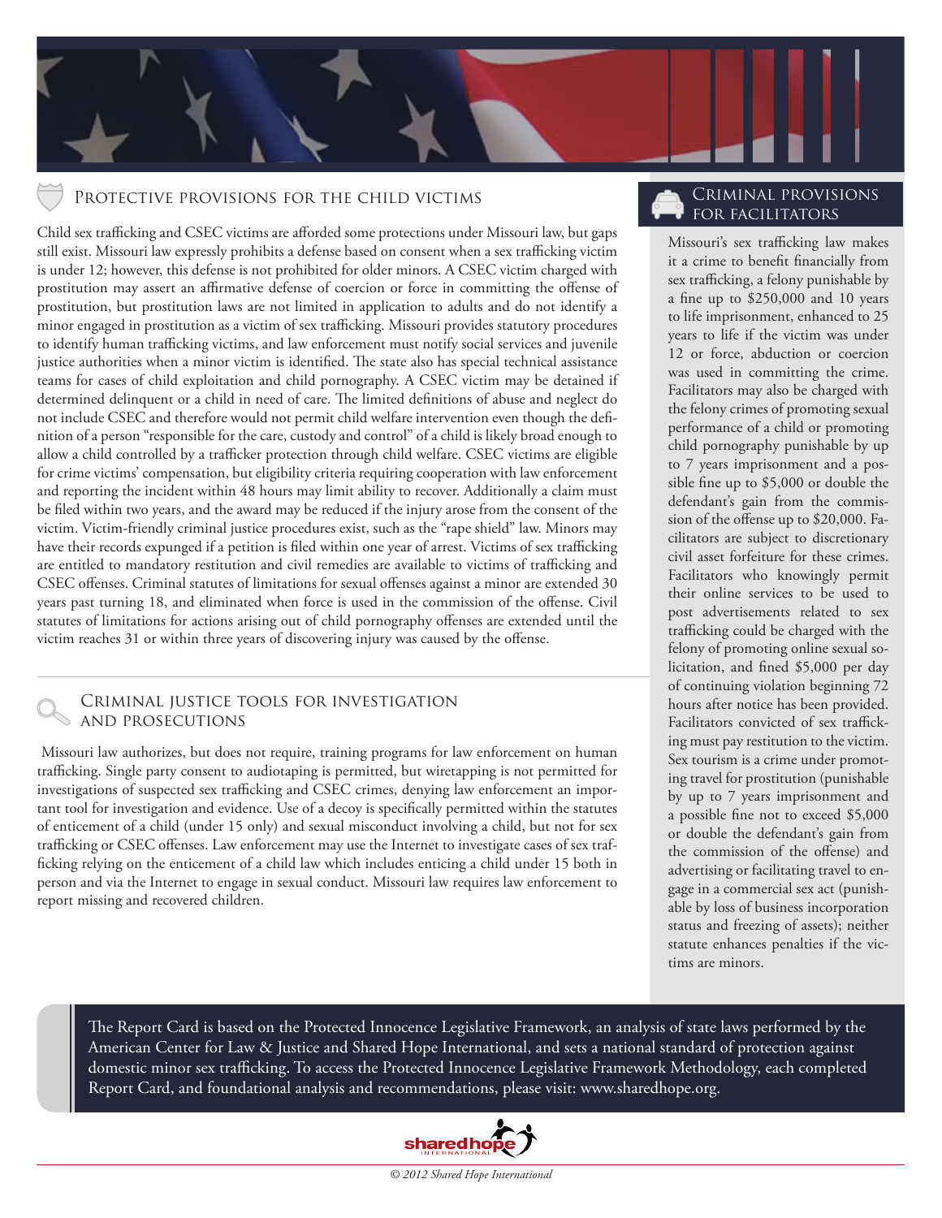## Protective provisions for the child victims

Child sex trafficking and CSEC victims are afforded some protections under Missouri law, but gaps still exist. Missouri law expressly prohibits a defense based on consent when a sex trafficking victim is under 12; however, this defense is not prohibited for older minors. A CSEC victim charged with prostitution may assert an affirmative defense of coercion or force in committing the offense of prostitution, but prostitution laws are not limited in application to adults and do not identify a minor engaged in prostitution as a victim of sex trafficking. Missouri provides statutory procedures to identify human trafficking victims, and law enforcement must notify social services and juvenile justice authorities when a minor victim is identified. The state also has special technical assistance teams for cases of child exploitation and child pornography. A CSEC victim may be detained if determined delinquent or a child in need of care. The limited definitions of abuse and neglect do not include CSEC and therefore would not permit child welfare intervention even though the definition of a person "responsible for the care, custody and control" of a child is likely broad enough to allow a child controlled by a trafficker protection through child welfare. CSEC victims are eligible for crime victims' compensation, but eligibility criteria requiring cooperation with law enforcement and reporting the incident within 48 hours may limit ability to recover. Additionally a claim must be filed within two years, and the award may be reduced if the injury arose from the consent of the victim. Victim-friendly criminal justice procedures exist, such as the "rape shield" law. Minors may have their records expunged if a petition is filed within one year of arrest. Victims of sex trafficking are entitled to mandatory restitution and civil remedies are available to victims of trafficking and CSEC offenses. Criminal statutes of limitations for sexual offenses against a minor are extended 30 years past turning 18, and eliminated when force is used in the commission of the offense. Civil statutes of limitations for actions arising out of child pornography offenses are extended until the victim reaches 31 or within three years of discovering injury was caused by the offense.

## Criminal justice tools for investigation and prosecutions

Missouri law authorizes, but does not require, training programs for law enforcement on human trafficking. Single party consent to audiotaping is permitted, but wiretapping is not permitted for investigations of suspected sex trafficking and CSEC crimes, denying law enforcement an important tool for investigation and evidence. Use of a decoy is specifically permitted within the statutes of enticement of a child (under 15 only) and sexual misconduct involving a child, but not for sex trafficking or CSEC offenses. Law enforcement may use the Internet to investigate cases of sex trafficking relying on the enticement of a child law which includes enticing a child under 15 both in person and via the Internet to engage in sexual conduct. Missouri law requires law enforcement to report missing and recovered children.

## Criminal provisions for facilitators

Missouri's sex trafficking law makes it a crime to benefit financially from sex trafficking, a felony punishable by a fine up to $250,000 and 10 years to life imprisonment, enhanced to 25 years to life if the victim was under 12 or force, abduction or coercion was used in committing the crime. Facilitators may also be charged with the felony crimes of promoting sexual performance of a child or promoting child pornography punishable by up to 7 years imprisonment and a possible fine up to $5,000 or double the defendant's gain from the commission of the offense up to $20,000. Facilitators are subject to discretionary civil asset forfeiture for these crimes. Facilitators who knowingly permit their online services to be used to post advertisements related to sex trafficking could be charged with the felony of promoting online sexual solicitation, and fined $5,000 per day of continuing violation beginning 72 hours after notice has been provided. Facilitators convicted of sex trafficking must pay restitution to the victim. Sex tourism is a crime under promoting travel for prostitution (punishable by up to 7 years imprisonment and a possible fine not to exceed $5,000 or double the defendant's gain from the commission of the offense) and advertising or facilitating travel to engage in a commercial sex act (punishable by loss of business incorporation status and freezing of assets); neither statute enhances penalties if the victims are minors.

The Report Card is based on the Protected Innocence Legislative Framework, an analysis of state laws performed by the American Center for Law & Justice and Shared Hope International, and sets a national standard of protection against domestic minor sex trafficking. To access the Protected Innocence Legislative Framework Methodology, each completed Report Card, and foundational analysis and recommendations, please visit: www.sharedhope.org.

sharedhope INTERNATIONAL

*© 2012 Shared Hope International*